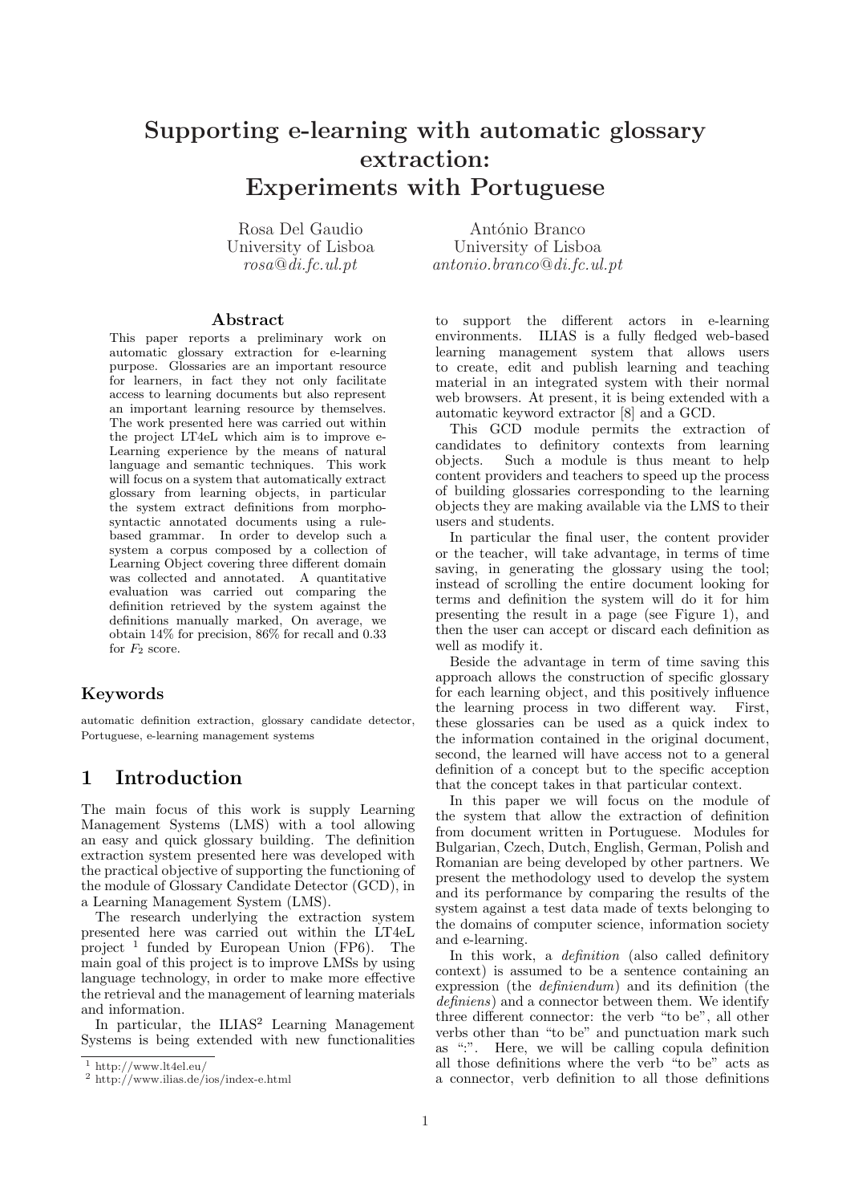# Supporting e-learning with automatic glossary extraction: Experiments with Portuguese

Rosa Del Gaudio
University of Lisboa
*rosa@di.fc.ul.pt*

António Branco
University of Lisboa
*antonio.branco@di.fc.ul.pt*

## Abstract

This paper reports a preliminary work on automatic glossary extraction for e-learning purpose. Glossaries are an important resource for learners, in fact they not only facilitate access to learning documents but also represent an important learning resource by themselves. The work presented here was carried out within the project LT4eL which aim is to improve e-Learning experience by the means of natural language and semantic techniques. This work will focus on a system that automatically extract glossary from learning objects, in particular the system extract definitions from morpho-syntactic annotated documents using a rule-based grammar. In order to develop such a system a corpus composed by a collection of Learning Object covering three different domain was collected and annotated. A quantitative evaluation was carried out comparing the definition retrieved by the system against the definitions manually marked, On average, we obtain 14% for precision, 86% for recall and 0.33 for $F_2$ score.

## Keywords

automatic definition extraction, glossary candidate detector, Portuguese, e-learning management systems

## 1 Introduction

The main focus of this work is supply Learning Management Systems (LMS) with a tool allowing an easy and quick glossary building. The definition extraction system presented here was developed with the practical objective of supporting the functioning of the module of Glossary Candidate Detector (GCD), in a Learning Management System (LMS).

The research underlying the extraction system presented here was carried out within the LT4eL project [1] funded by European Union (FP6). The main goal of this project is to improve LMSs by using language technology, in order to make more effective the retrieval and the management of learning materials and information.

In particular, the ILIAS[2] Learning Management Systems is being extended with new functionalities to support the different actors in e-learning environments. ILIAS is a fully fledged web-based learning management system that allows users to create, edit and publish learning and teaching material in an integrated system with their normal web browsers. At present, it is being extended with a automatic keyword extractor [8] and a GCD.

This GCD module permits the extraction of candidates to definitory contexts from learning objects. Such a module is thus meant to help content providers and teachers to speed up the process of building glossaries corresponding to the learning objects they are making available via the LMS to their users and students.

In particular the final user, the content provider or the teacher, will take advantage, in terms of time saving, in generating the glossary using the tool; instead of scrolling the entire document looking for terms and definition the system will do it for him presenting the result in a page (see Figure 1), and then the user can accept or discard each definition as well as modify it.

Beside the advantage in term of time saving this approach allows the construction of specific glossary for each learning object, and this positively influence the learning process in two different way. First, these glossaries can be used as a quick index to the information contained in the original document, second, the learned will have access not to a general definition of a concept but to the specific acception that the concept takes in that particular context.

In this paper we will focus on the module of the system that allow the extraction of definition from document written in Portuguese. Modules for Bulgarian, Czech, Dutch, English, German, Polish and Romanian are being developed by other partners. We present the methodology used to develop the system and its performance by comparing the results of the system against a test data made of texts belonging to the domains of computer science, information society and e-learning.

In this work, a *definition* (also called definitory context) is assumed to be a sentence containing an expression (the *definiendum*) and its definition (the *definiens*) and a connector between them. We identify three different connector: the verb "to be", all other verbs other than "to be" and punctuation mark such as ":". Here, we will be calling copula definition all those definitions where the verb "to be" acts as a connector, verb definition to all those definitions

[1] http://www.lt4el.eu/

[2] http://www.ilias.de/ios/index-e.html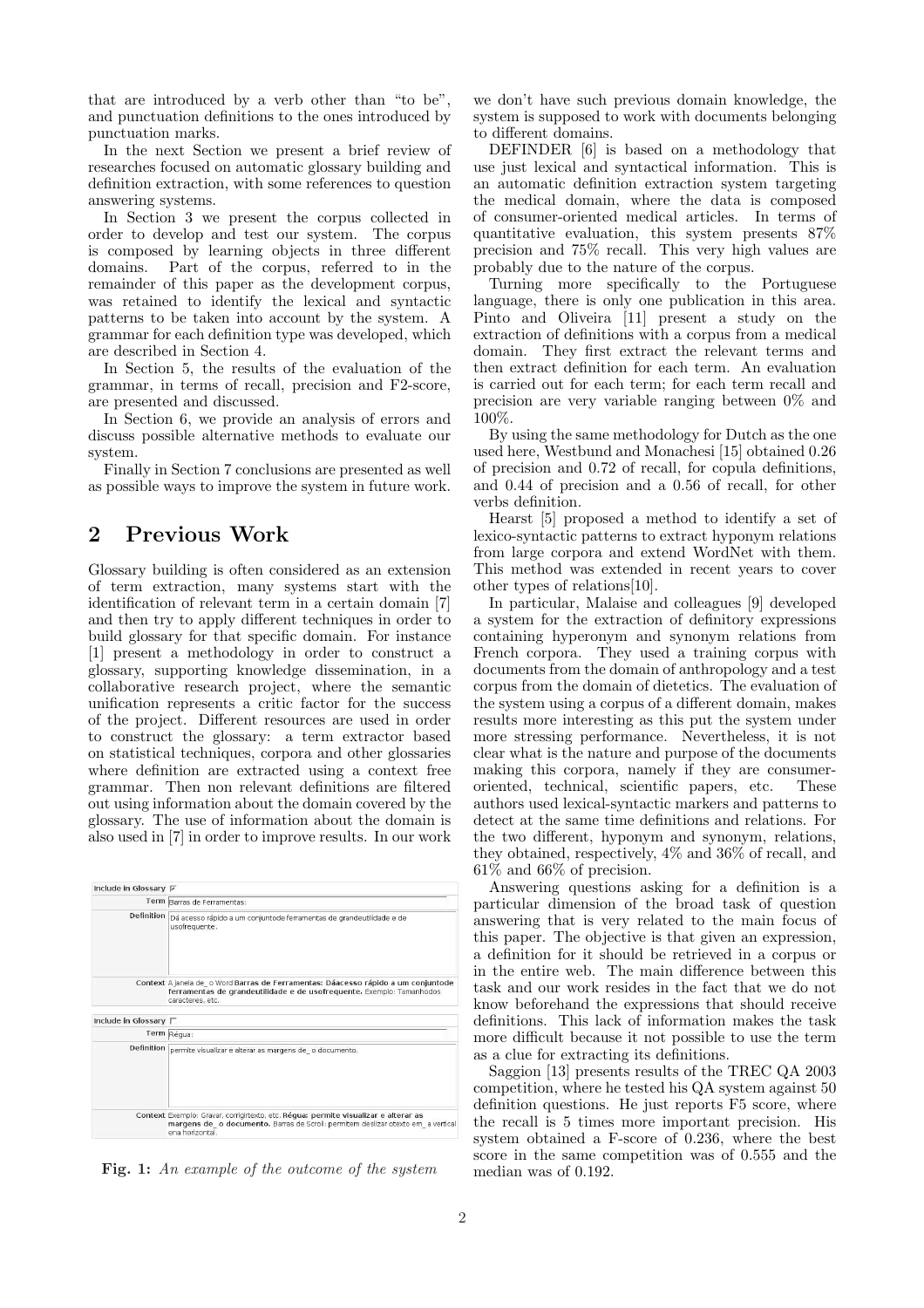that are introduced by a verb other than "to be", and punctuation definitions to the ones introduced by punctuation marks.

In the next Section we present a brief review of researches focused on automatic glossary building and definition extraction, with some references to question answering systems.

In Section 3 we present the corpus collected in order to develop and test our system. The corpus is composed by learning objects in three different domains. Part of the corpus, referred to in the remainder of this paper as the development corpus, was retained to identify the lexical and syntactic patterns to be taken into account by the system. A grammar for each definition type was developed, which are described in Section 4.

In Section 5, the results of the evaluation of the grammar, in terms of recall, precision and F2-score, are presented and discussed.

In Section 6, we provide an analysis of errors and discuss possible alternative methods to evaluate our system.

Finally in Section 7 conclusions are presented as well as possible ways to improve the system in future work.

## 2 Previous Work

Glossary building is often considered as an extension of term extraction, many systems start with the identification of relevant term in a certain domain [7] and then try to apply different techniques in order to build glossary for that specific domain. For instance [1] present a methodology in order to construct a glossary, supporting knowledge dissemination, in a collaborative research project, where the semantic unification represents a critic factor for the success of the project. Different resources are used in order to construct the glossary: a term extractor based on statistical techniques, corpora and other glossaries where definition are extracted using a context free grammar. Then non relevant definitions are filtered out using information about the domain covered by the glossary. The use of information about the domain is also used in [7] in order to improve results. In our work we don't have such previous domain knowledge, the system is supposed to work with documents belonging to different domains.

**Fig. 1:** *An example of the outcome of the system*

DEFINDER [6] is based on a methodology that use just lexical and syntactical information. This is an automatic definition extraction system targeting the medical domain, where the data is composed of consumer-oriented medical articles. In terms of quantitative evaluation, this system presents 87% precision and 75% recall. This very high values are probably due to the nature of the corpus.

Turning more specifically to the Portuguese language, there is only one publication in this area. Pinto and Oliveira [11] present a study on the extraction of definitions with a corpus from a medical domain. They first extract the relevant terms and then extract definition for each term. An evaluation is carried out for each term; for each term recall and precision are very variable ranging between 0% and 100%.

By using the same methodology for Dutch as the one used here, Westbund and Monachesi [15] obtained 0.26 of precision and 0.72 of recall, for copula definitions, and 0.44 of precision and a 0.56 of recall, for other verbs definition.

Hearst [5] proposed a method to identify a set of lexico-syntactic patterns to extract hyponym relations from large corpora and extend WordNet with them. This method was extended in recent years to cover other types of relations[10].

In particular, Malaise and colleagues [9] developed a system for the extraction of definitory expressions containing hyperonym and synonym relations from French corpora. They used a training corpus with documents from the domain of anthropology and a test corpus from the domain of dietetics. The evaluation of the system using a corpus of a different domain, makes results more interesting as this put the system under more stressing performance. Nevertheless, it is not clear what is the nature and purpose of the documents making this corpora, namely if they are consumer-oriented, technical, scientific papers, etc. These authors used lexical-syntactic markers and patterns to detect at the same time definitions and relations. For the two different, hyponym and synonym, relations, they obtained, respectively, 4% and 36% of recall, and 61% and 66% of precision.

Answering questions asking for a definition is a particular dimension of the broad task of question answering that is very related to the main focus of this paper. The objective is that given an expression, a definition for it should be retrieved in a corpus or in the entire web. The main difference between this task and our work resides in the fact that we do not know beforehand the expressions that should receive definitions. This lack of information makes the task more difficult because it not possible to use the term as a clue for extracting its definitions.

Saggion [13] presents results of the TREC QA 2003 competition, where he tested his QA system against 50 definition questions. He just reports F5 score, where the recall is 5 times more important precision. His system obtained a F-score of 0.236, where the best score in the same competition was of 0.555 and the median was of 0.192.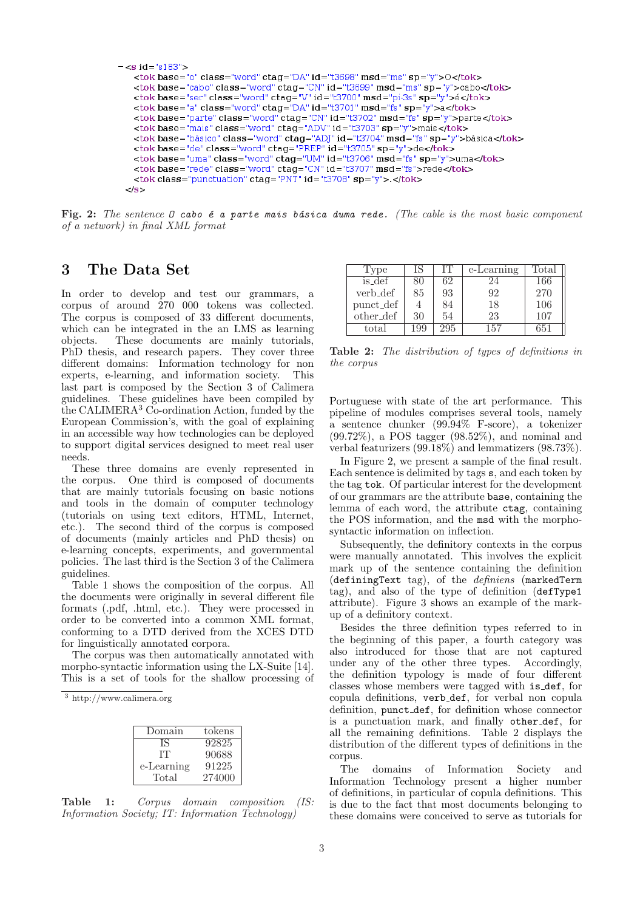```
- <s id="s183">
    <tok base="o" class="word" ctag="DA" id="t3698" msd="ms" sp="y">O</tok>
    <tok base="cabo" class="word" ctag="CN" id="t3699" msd="ms" sp="y">cabo</tok>
    <tok base="ser" class="word" ctag="V" id="t3700" msd="pi-3s" sp="y">é</tok>
    <tok base="a" class="word" ctag="DA" id="t3701" msd="fs" sp="y">a</tok>
    <tok base="parte" class="word" ctag="CN" id="t3702" msd="fs" sp="y">parte</tok>
    <tok base="mais" class="word" ctag="ADV" id="t3703" sp="y">mais</tok>
    <tok base="básico" class="word" ctag="ADJ" id="t3704" msd="fs" sp="y">básica</tok>
    <tok base="de" class="word" ctag="PREP" id="t3705" sp="y">de</tok>
    <tok base="uma" class="word" ctag="UM" id="t3706" msd="fs" sp="y">uma</tok>
    <tok base="rede" class="word" ctag="CN" id="t3707" msd="fs">rede</tok>
    <tok class="punctuation" ctag="PNT" id="t3708" sp="y">.</tok>
  </s>
```

**Fig. 2:** *The sentence* `O cabo é a parte mais básica duma rede.` *(The cable is the most basic component of a network) in final XML format*

## 3 The Data Set

In order to develop and test our grammars, a corpus of around 270 000 tokens was collected. The corpus is composed of 33 different documents, which can be integrated in the an LMS as learning objects. These documents are mainly tutorials, PhD thesis, and research papers. They cover three different domains: Information technology for non experts, e-learning, and information society. This last part is composed by the Section 3 of Calimera guidelines. These guidelines have been compiled by the CALIMERA[3] Co-ordination Action, funded by the European Commission's, with the goal of explaining in an accessible way how technologies can be deployed to support digital services designed to meet real user needs.

These three domains are evenly represented in the corpus. One third is composed of documents that are mainly tutorials focusing on basic notions and tools in the domain of computer technology (tutorials on using text editors, HTML, Internet, etc.). The second third of the corpus is composed of documents (mainly articles and PhD thesis) on e-learning concepts, experiments, and governmental policies. The last third is the Section 3 of the Calimera guidelines.

Table 1 shows the composition of the corpus. All the documents were originally in several different file formats (.pdf, .html, etc.). They were processed in order to be converted into a common XML format, conforming to a DTD derived from the XCES DTD for linguistically annotated corpora.

The corpus was then automatically annotated with morpho-syntactic information using the LX-Suite [14]. This is a set of tools for the shallow processing of Portuguese with state of the art performance. This pipeline of modules comprises several tools, namely a sentence chunker (99.94% F-score), a tokenizer (99.72%), a POS tagger (98.52%), and nominal and verbal featurizers (99.18%) and lemmatizers (98.73%).

[3] http://www.calimera.org

| Domain | tokens |
|---|---|
| IS | 92825 |
| IT | 90688 |
| e-Learning | 91225 |
| Total | 274000 |

**Table 1:** *Corpus domain composition (IS: Information Society; IT: Information Technology)*

| Type | IS | IT | e-Learning | Total |
|---|---|---|---|---|
| is_def | 80 | 62 | 24 | 166 |
| verb_def | 85 | 93 | 92 | 270 |
| punct_def | 4 | 84 | 18 | 106 |
| other_def | 30 | 54 | 23 | 107 |
| total | 199 | 295 | 157 | 651 |

**Table 2:** *The distribution of types of definitions in the corpus*

In Figure 2, we present a sample of the final result. Each sentence is delimited by tags `s`, and each token by the tag `tok`. Of particular interest for the development of our grammars are the attribute `base`, containing the lemma of each word, the attribute `ctag`, containing the POS information, and the `msd` with the morpho-syntactic information on inflection.

Subsequently, the definitory contexts in the corpus were manually annotated. This involves the explicit mark up of the sentence containing the definition (`definingText` tag), of the *definiens* (`markedTerm` tag), and also of the type of definition (`defType1` attribute). Figure 3 shows an example of the mark-up of a definitory context.

Besides the three definition types referred to in the beginning of this paper, a fourth category was also introduced for those that are not captured under any of the other three types. Accordingly, the definition typology is made of four different classes whose members were tagged with `is_def`, for copula definitions, `verb_def`, for verbal non copula definition, `punct_def`, for definition whose connector is a punctuation mark, and finally `other_def`, for all the remaining definitions. Table 2 displays the distribution of the different types of definitions in the corpus.

The domains of Information Society and Information Technology present a higher number of definitions, in particular of copula definitions. This is due to the fact that most documents belonging to these domains were conceived to serve as tutorials for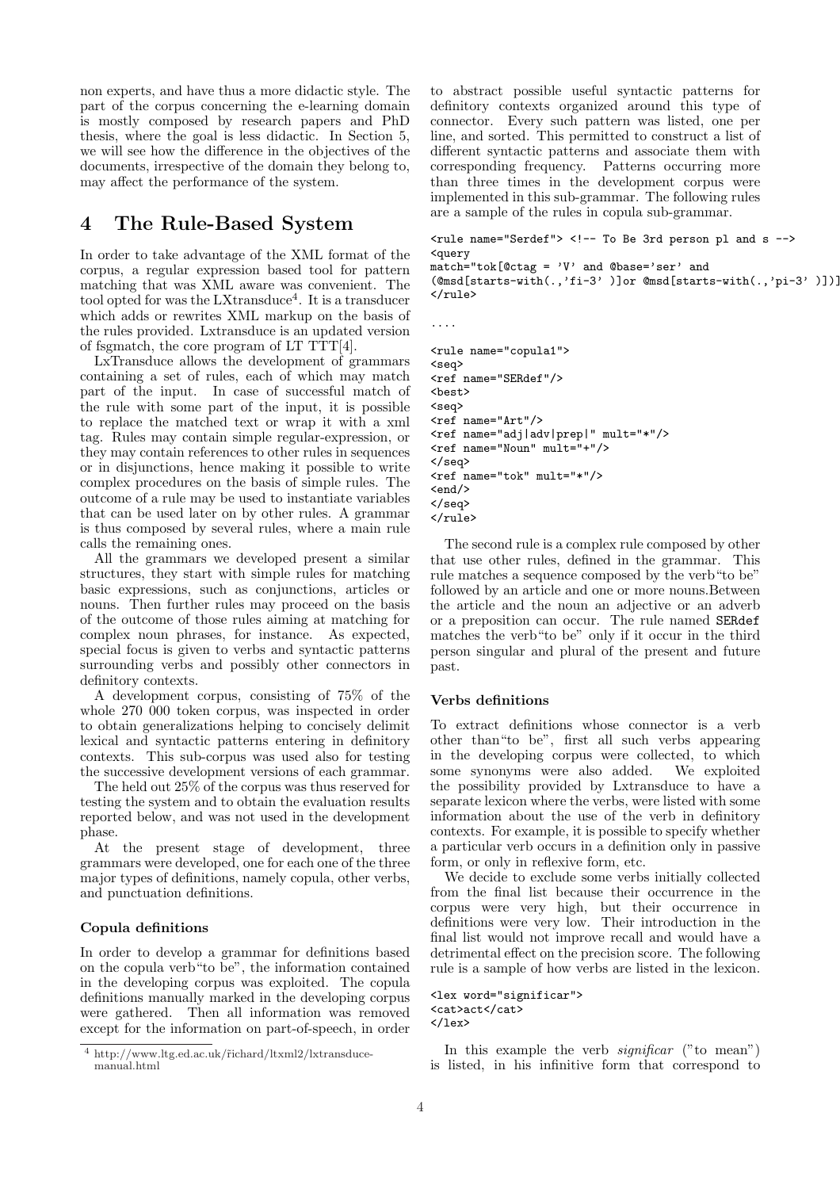non experts, and have thus a more didactic style. The part of the corpus concerning the e-learning domain is mostly composed by research papers and PhD thesis, where the goal is less didactic. In Section 5, we will see how the difference in the objectives of the documents, irrespective of the domain they belong to, may affect the performance of the system.

# 4 The Rule-Based System

In order to take advantage of the XML format of the corpus, a regular expression based tool for pattern matching that was XML aware was convenient. The tool opted for was the LXtransduce[4]. It is a transducer which adds or rewrites XML markup on the basis of the rules provided. Lxtransduce is an updated version of fsgmatch, the core program of LT TTT[4].

LxTransduce allows the development of grammars containing a set of rules, each of which may match part of the input. In case of successful match of the rule with some part of the input, it is possible to replace the matched text or wrap it with a xml tag. Rules may contain simple regular-expression, or they may contain references to other rules in sequences or in disjunctions, hence making it possible to write complex procedures on the basis of simple rules. The outcome of a rule may be used to instantiate variables that can be used later on by other rules. A grammar is thus composed by several rules, where a main rule calls the remaining ones.

All the grammars we developed present a similar structures, they start with simple rules for matching basic expressions, such as conjunctions, articles or nouns. Then further rules may proceed on the basis of the outcome of those rules aiming at matching for complex noun phrases, for instance. As expected, special focus is given to verbs and syntactic patterns surrounding verbs and possibly other connectors in definitory contexts.

A development corpus, consisting of 75% of the whole 270 000 token corpus, was inspected in order to obtain generalizations helping to concisely delimit lexical and syntactic patterns entering in definitory contexts. This sub-corpus was used also for testing the successive development versions of each grammar.

The held out 25% of the corpus was thus reserved for testing the system and to obtain the evaluation results reported below, and was not used in the development phase.

At the present stage of development, three grammars were developed, one for each one of the three major types of definitions, namely copula, other verbs, and punctuation definitions.

### Copula definitions

In order to develop a grammar for definitions based on the copula verb "to be", the information contained in the developing corpus was exploited. The copula definitions manually marked in the developing corpus were gathered. Then all information was removed except for the information on part-of-speech, in order to abstract possible useful syntactic patterns for definitory contexts organized around this type of connector. Every such pattern was listed, one per line, and sorted. This permitted to construct a list of different syntactic patterns and associate them with corresponding frequency. Patterns occurring more than three times in the development corpus were implemented in this sub-grammar. The following rules are a sample of the rules in copula sub-grammar.

```
<rule name="Serdef"> <!-- To Be 3rd person pl and s -->
<query
match="tok[@ctag = 'V' and @base='ser' and
(@msd[starts-with(.,'fi-3' )]or @msd[starts-with(.,'pi-3' )])]
</rule>

....

<rule name="copula1">
<seq>
<ref name="SERdef"/>
<best>
<seq>
<ref name="Art"/>
<ref name="adj|adv|prep|" mult="*"/>
<ref name="Noun" mult="+"/>
</seq>
<ref name="tok" mult="*"/>
<end/>
</seq>
</rule>
```

The second rule is a complex rule composed by other that use other rules, defined in the grammar. This rule matches a sequence composed by the verb "to be" followed by an article and one or more nouns. Between the article and the noun an adjective or an adverb or a preposition can occur. The rule named **SERdef** matches the verb "to be" only if it occur in the third person singular and plural of the present and future past.

### Verbs definitions

To extract definitions whose connector is a verb other than "to be", first all such verbs appearing in the developing corpus were collected, to which some synonyms were also added. We exploited the possibility provided by Lxtransduce to have a separate lexicon where the verbs, were listed with some information about the use of the verb in definitory contexts. For example, it is possible to specify whether a particular verb occurs in a definition only in passive form, or only in reflexive form, etc.

We decide to exclude some verbs initially collected from the final list because their occurrence in the corpus were very high, but their occurrence in definitions were very low. Their introduction in the final list would not improve recall and would have a detrimental effect on the precision score. The following rule is a sample of how verbs are listed in the lexicon.

```
<lex word="significar">
<cat>act</cat>
</lex>
```

In this example the verb *significar* ("to mean") is listed, in his infinitive form that correspond to

[4] http://www.ltg.ed.ac.uk/~richard/ltxml2/lxtransduce-manual.html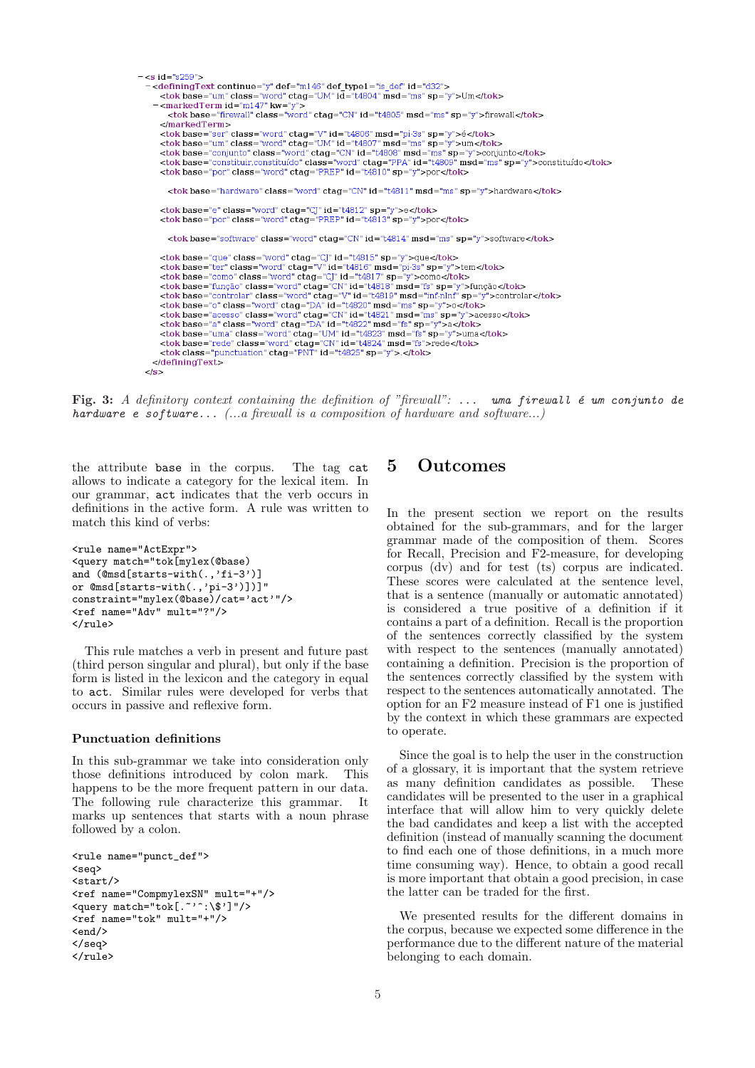```
- <s id="s259">
  - <definingText continue="y" def="m146" def_type1="is_def" id="d32">
      <tok base="um" class="word" ctag="UM" id="t4804" msd="ms" sp="y">Um</tok>
    - <markedTerm id="m147" kw="y">
        <tok base="firewall" class="word" ctag="CN" id="t4805" msd="ms" sp="y">firewall</tok>
      </markedTerm>
      <tok base="ser" class="word" ctag="V" id="t4806" msd="pi-3s" sp="y">é</tok>
      <tok base="um" class="word" ctag="UM" id="t4807" msd="ms" sp="y">um</tok>
      <tok base="conjunto" class="word" ctag="CN" id="t4808" msd="ms" sp="y">conjunto</tok>
      <tok base="constituir,constituído" class="word" ctag="PPA" id="t4809" msd="ms" sp="y">constituído</tok>
      <tok base="por" class="word" ctag="PREP" id="t4810" sp="y">por</tok>

        <tok base="hardware" class="word" ctag="CN" id="t4811" msd="ms" sp="y">hardware</tok>

      <tok base="e" class="word" ctag="CJ" id="t4812" sp="y">e</tok>
      <tok base="por" class="word" ctag="PREP" id="t4813" sp="y">por</tok>

        <tok base="software" class="word" ctag="CN" id="t4814" msd="ms" sp="y">software</tok>

      <tok base="que" class="word" ctag="CJ" id="t4815" sp="y">que</tok>
      <tok base="ter" class="word" ctag="V" id="t4816" msd="pi-3s" sp="y">tem</tok>
      <tok base="como" class="word" ctag="CJ" id="t4817" sp="y">como</tok>
      <tok base="função" class="word" ctag="CN" id="t4818" msd="fs" sp="y">função</tok>
      <tok base="controlar" class="word" ctag="V" id="t4819" msd="inf-nInf" sp="y">controlar</tok>
      <tok base="o" class="word" ctag="DA" id="t4820" msd="ms" sp="y">o</tok>
      <tok base="acesso" class="word" ctag="CN" id="t4821" msd="ms" sp="y">acesso</tok>
      <tok base="a" class="word" ctag="DA" id="t4822" msd="fs" sp="y">a</tok>
      <tok base="uma" class="word" ctag="UM" id="t4823" msd="fs" sp="y">uma</tok>
      <tok base="rede" class="word" ctag="CN" id="t4824" msd="fs" sp="y">rede</tok>
      <tok class="punctuation" ctag="PNT" id="t4825" sp="y">.</tok>
    </definingText>
  </s>
```

**Fig. 3:** *A definitory context containing the definition of "firewall":* `... uma firewall é um conjunto de hardware e software...` *(...a firewall is a composition of hardware and software...)*

the attribute `base` in the corpus. The tag `cat` allows to indicate a category for the lexical item. In our grammar, `act` indicates that the verb occurs in definitions in the active form. A rule was written to match this kind of verbs:

```
<rule name="ActExpr">
<query match="tok[mylex(@base)
and (@msd[starts-with(.,'fi-3')]
or @msd[starts-with(.,'pi-3')])]"
constraint="mylex(@base)/cat='act'"/>
<ref name="Adv" mult="?"/>
</rule>
```

This rule matches a verb in present and future past (third person singular and plural), but only if the base form is listed in the lexicon and the category in equal to `act`. Similar rules were developed for verbs that occurs in passive and reflexive form.

### Punctuation definitions

In this sub-grammar we take into consideration only those definitions introduced by colon mark. This happens to be the more frequent pattern in our data. The following rule characterize this grammar. It marks up sentences that starts with a noun phrase followed by a colon.

```
<rule name="punct_def">
<seq>
<start/>
<ref name="CompmylexSN" mult="+"/>
<query match="tok[.~'^:\$']"/>
<ref name="tok" mult="+"/>
<end/>
</seq>
</rule>
```

# 5 Outcomes

In the present section we report on the results obtained for the sub-grammars, and for the larger grammar made of the composition of them. Scores for Recall, Precision and F2-measure, for developing corpus (dv) and for test (ts) corpus are indicated. These scores were calculated at the sentence level, that is a sentence (manually or automatic annotated) is considered a true positive of a definition if it contains a part of a definition. Recall is the proportion of the sentences correctly classified by the system with respect to the sentences (manually annotated) containing a definition. Precision is the proportion of the sentences correctly classified by the system with respect to the sentences automatically annotated. The option for an F2 measure instead of F1 one is justified by the context in which these grammars are expected to operate.

Since the goal is to help the user in the construction of a glossary, it is important that the system retrieve as many definition candidates as possible. These candidates will be presented to the user in a graphical interface that will allow him to very quickly delete the bad candidates and keep a list with the accepted definition (instead of manually scanning the document to find each one of those definitions, in a much more time consuming way). Hence, to obtain a good recall is more important that obtain a good precision, in case the latter can be traded for the first.

We presented results for the different domains in the corpus, because we expected some difference in the performance due to the different nature of the material belonging to each domain.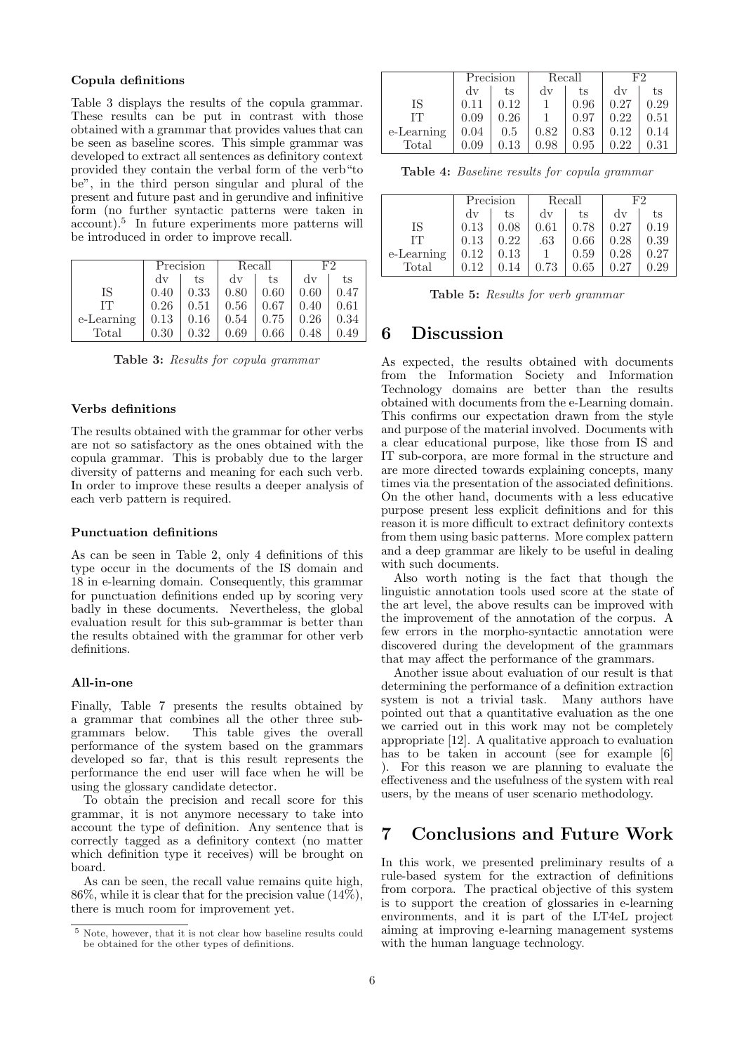#### Copula definitions

Table 3 displays the results of the copula grammar. These results can be put in contrast with those obtained with a grammar that provides values that can be seen as baseline scores. This simple grammar was developed to extract all sentences as definitory context provided they contain the verbal form of the verb"to be", in the third person singular and plural of the present and future past and in gerundive and infinitive form (no further syntactic patterns were taken in account).[5] In future experiments more patterns will be introduced in order to improve recall.

| | Precision | | Recall | | F2 | |
|---|---|---|---|---|---|---|
| | dv | ts | dv | ts | dv | ts |
| IS | 0.40 | 0.33 | 0.80 | 0.60 | 0.60 | 0.47 |
| IT | 0.26 | 0.51 | 0.56 | 0.67 | 0.40 | 0.61 |
| e-Learning | 0.13 | 0.16 | 0.54 | 0.75 | 0.26 | 0.34 |
| Total | 0.30 | 0.32 | 0.69 | 0.66 | 0.48 | 0.49 |

**Table 3:** *Results for copula grammar*

#### Verbs definitions

The results obtained with the grammar for other verbs are not so satisfactory as the ones obtained with the copula grammar. This is probably due to the larger diversity of patterns and meaning for each such verb. In order to improve these results a deeper analysis of each verb pattern is required.

#### Punctuation definitions

As can be seen in Table 2, only 4 definitions of this type occur in the documents of the IS domain and 18 in e-learning domain. Consequently, this grammar for punctuation definitions ended up by scoring very badly in these documents. Nevertheless, the global evaluation result for this sub-grammar is better than the results obtained with the grammar for other verb definitions.

#### All-in-one

Finally, Table 7 presents the results obtained by a grammar that combines all the other three sub-grammars below. This table gives the overall performance of the system based on the grammars developed so far, that is this result represents the performance the end user will face when he will be using the glossary candidate detector.

To obtain the precision and recall score for this grammar, it is not anymore necessary to take into account the type of definition. Any sentence that is correctly tagged as a definitory context (no matter which definition type it receives) will be brought on board.

As can be seen, the recall value remains quite high, 86%, while it is clear that for the precision value (14%), there is much room for improvement yet.

[5] Note, however, that it is not clear how baseline results could be obtained for the other types of definitions.

| | Precision | | Recall | | F2 | |
|---|---|---|---|---|---|---|
| | dv | ts | dv | ts | dv | ts |
| IS | 0.11 | 0.12 | 1 | 0.96 | 0.27 | 0.29 |
| IT | 0.09 | 0.26 | 1 | 0.97 | 0.22 | 0.51 |
| e-Learning | 0.04 | 0.5 | 0.82 | 0.83 | 0.12 | 0.14 |
| Total | 0.09 | 0.13 | 0.98 | 0.95 | 0.22 | 0.31 |

**Table 4:** *Baseline results for copula grammar*

| | Precision | | Recall | | F2 | |
|---|---|---|---|---|---|---|
| | dv | ts | dv | ts | dv | ts |
| IS | 0.13 | 0.08 | 0.61 | 0.78 | 0.27 | 0.19 |
| IT | 0.13 | 0.22 | .63 | 0.66 | 0.28 | 0.39 |
| e-Learning | 0.12 | 0.13 | 1 | 0.59 | 0.28 | 0.27 |
| Total | 0.12 | 0.14 | 0.73 | 0.65 | 0.27 | 0.29 |

**Table 5:** *Results for verb grammar*

## 6 Discussion

As expected, the results obtained with documents from the Information Society and Information Technology domains are better than the results obtained with documents from the e-Learning domain. This confirms our expectation drawn from the style and purpose of the material involved. Documents with a clear educational purpose, like those from IS and IT sub-corpora, are more formal in the structure and are more directed towards explaining concepts, many times via the presentation of the associated definitions. On the other hand, documents with a less educative purpose present less explicit definitions and for this reason it is more difficult to extract definitory contexts from them using basic patterns. More complex pattern and a deep grammar are likely to be useful in dealing with such documents.

Also worth noting is the fact that though the linguistic annotation tools used score at the state of the art level, the above results can be improved with the improvement of the annotation of the corpus. A few errors in the morpho-syntactic annotation were discovered during the development of the grammars that may affect the performance of the grammars.

Another issue about evaluation of our result is that determining the performance of a definition extraction system is not a trivial task. Many authors have pointed out that a quantitative evaluation as the one we carried out in this work may not be completely appropriate [12]. A qualitative approach to evaluation has to be taken in account (see for example [6] ). For this reason we are planning to evaluate the effectiveness and the usefulness of the system with real users, by the means of user scenario methodology.

## 7 Conclusions and Future Work

In this work, we presented preliminary results of a rule-based system for the extraction of definitions from corpora. The practical objective of this system is to support the creation of glossaries in e-learning environments, and it is part of the LT4eL project aiming at improving e-learning management systems with the human language technology.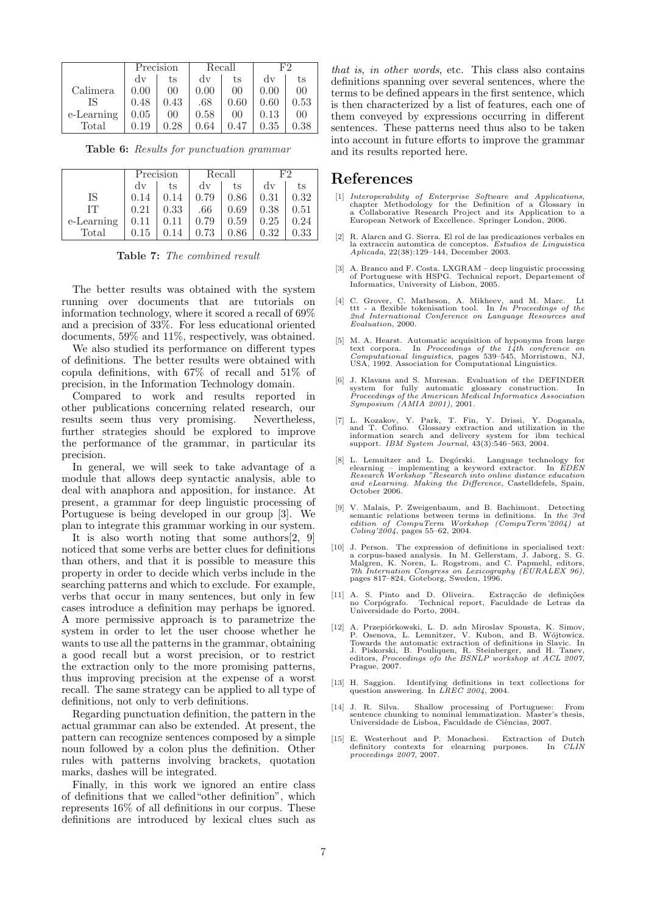| | Precision | | Recall | | F2 | |
|---|---|---|---|---|---|---|
| | dv | ts | dv | ts | dv | ts |
| Calimera | 0.00 | 00 | 0.00 | 00 | 0.00 | 00 |
| IS | 0.48 | 0.43 | .68 | 0.60 | 0.60 | 0.53 |
| e-Learning | 0.05 | 00 | 0.58 | 00 | 0.13 | 00 |
| Total | 0.19 | 0.28 | 0.64 | 0.47 | 0.35 | 0.38 |

**Table 6:** *Results for punctuation grammar*

| | Precision | | Recall | | F2 | |
|---|---|---|---|---|---|---|
| | dv | ts | dv | ts | dv | ts |
| IS | 0.14 | 0.14 | 0.79 | 0.86 | 0.31 | 0.32 |
| IT | 0.21 | 0.33 | .66 | 0.69 | 0.38 | 0.51 |
| e-Learning | 0.11 | 0.11 | 0.79 | 0.59 | 0.25 | 0.24 |
| Total | 0.15 | 0.14 | 0.73 | 0.86 | 0.32 | 0.33 |

**Table 7:** *The combined result*

The better results was obtained with the system running over documents that are tutorials on information technology, where it scored a recall of 69% and a precision of 33%. For less educational oriented documents, 59% and 11%, respectively, was obtained.

We also studied its performance on different types of definitions. The better results were obtained with copula definitions, with 67% of recall and 51% of precision, in the Information Technology domain.

Compared to work and results reported in other publications concerning related research, our results seem thus very promising. Nevertheless, further strategies should be explored to improve the performance of the grammar, in particular its precision.

In general, we will seek to take advantage of a module that allows deep syntactic analysis, able to deal with anaphora and apposition, for instance. At present, a grammar for deep linguistic processing of Portuguese is being developed in our group [3]. We plan to integrate this grammar working in our system.

It is also worth noting that some authors[2, 9] noticed that some verbs are better clues for definitions than others, and that it is possible to measure this property in order to decide which verbs include in the searching patterns and which to exclude. For example, verbs that occur in many sentences, but only in few cases introduce a definition may perhaps be ignored. A more permissive approach is to parametrize the system in order to let the user choose whether he wants to use all the patterns in the grammar, obtaining a good recall but a worst precision, or to restrict the extraction only to the more promising patterns, thus improving precision at the expense of a worst recall. The same strategy can be applied to all type of definitions, not only to verb definitions.

Regarding punctuation definition, the pattern in the actual grammar can also be extended. At present, the pattern can recognize sentences composed by a simple noun followed by a colon plus the definition. Other rules with patterns involving brackets, quotation marks, dashes will be integrated.

Finally, in this work we ignored an entire class of definitions that we called"other definition", which represents 16% of all definitions in our corpus. These definitions are introduced by lexical clues such as *that is*, *in other words*, etc. This class also contains definitions spanning over several sentences, where the terms to be defined appears in the first sentence, which is then characterized by a list of features, each one of them conveyed by expressions occurring in different sentences. These patterns need thus also to be taken into account in future efforts to improve the grammar and its results reported here.

# References

[1] *Interoperability of Enterprise Software and Applications*, chapter Methodology for the Definition of a Glossary in a Collaborative Research Project and its Application to a European Network of Excellence. Springer London, 2006.

[2] R. Alarcn and G. Sierra. El rol de las predicaziones verbales en la extraccin automtica de conceptos. *Estudios de Linguistica Aplicada*, 22(38):129–144, December 2003.

[3] A. Branco and F. Costa. LXGRAM – deep linguistic processing of Portuguese with HSPG. Technical report, Departement of Informatics, University of Lisbon, 2005.

[4] C. Grover, C. Matheson, A. Mikheev, and M. Marc. Lt ttt - a flexible tokenisation tool. In *In Proceedings of the 2nd International Conference on Language Resources and Evaluation*, 2000.

[5] M. A. Hearst. Automatic acquisition of hyponyms from large text corpora. In *Proceedings of the 14th conference on Computational linguistics*, pages 539–545, Morristown, NJ, USA, 1992. Association for Computational Linguistics.

[6] J. Klavans and S. Muresan. Evaluation of the DEFINDER system for fully automatic glossary construction. In *Proceedings of the American Medical Informatics Association Symposium (AMIA 2001)*, 2001.

[7] L. Kozakov, Y. Park, T. Fin, Y. Drissi, Y. Doganala, and T. Cofino. Glossary extraction and utilization in the information search and delivery system for ibm techical support. *IBM System Journal*, 43(3):546–563, 2004.

[8] L. Lemnitzer and L. Degórski. Language technology for elearning – implementing a keyword extractor. In *EDEN Research Workshop "Research into online distance education and eLearning. Making the Difference*, Castelldefels, Spain, October 2006.

[9] V. Malais, P. Zweigenbaum, and B. Bachimont. Detecting semantic relations between terms in definitions. In *the 3rd edition of CompuTerm Workshop (CompuTerm'2004) at Coling'2004*, pages 55–62, 2004.

[10] J. Person. The expression of definitions in specialised text: a corpus-based analysis. In M. Gellerstam, J. Jaborg, S. G. Malgren, K. Noren, L. Rogstrom, and C. Papmehl, editors, *7th Internation Congress on Lexicography (EURALEX 96)*, pages 817–824, Goteborg, Sweden, 1996.

[11] A. S. Pinto and D. Oliveira. Extracção de definições no Corpógrafo. Technical report, Faculdade de Letras da Universidade do Porto, 2004.

[12] A. Przepiórkowski, L. D. adn Miroslav Spousta, K. Simov, P. Osenova, L. Lemnitzer, V. Kubon, and B. Wójtowicz. Towards the automatic extraction of definitions in Slavic. In J. Piskorski, B. Pouliquen, R. Steinberger, and H. Tanev, editors, *Proceedings ofo the BSNLP workshop at ACL 2007*, Prague, 2007.

[13] H. Saggion. Identifying definitions in text collections for question answering. In *LREC 2004*, 2004.

[14] J. R. Silva. Shallow processing of Portuguese: From sentence chunking to nominal lemmatization. Master's thesis, Universidade de Lisboa, Faculdade de Ciências, 2007.

[15] E. Westerhout and P. Monachesi. Extraction of Dutch definitory contexts for elearning purposes. In *CLIN proceedings 2007*, 2007.